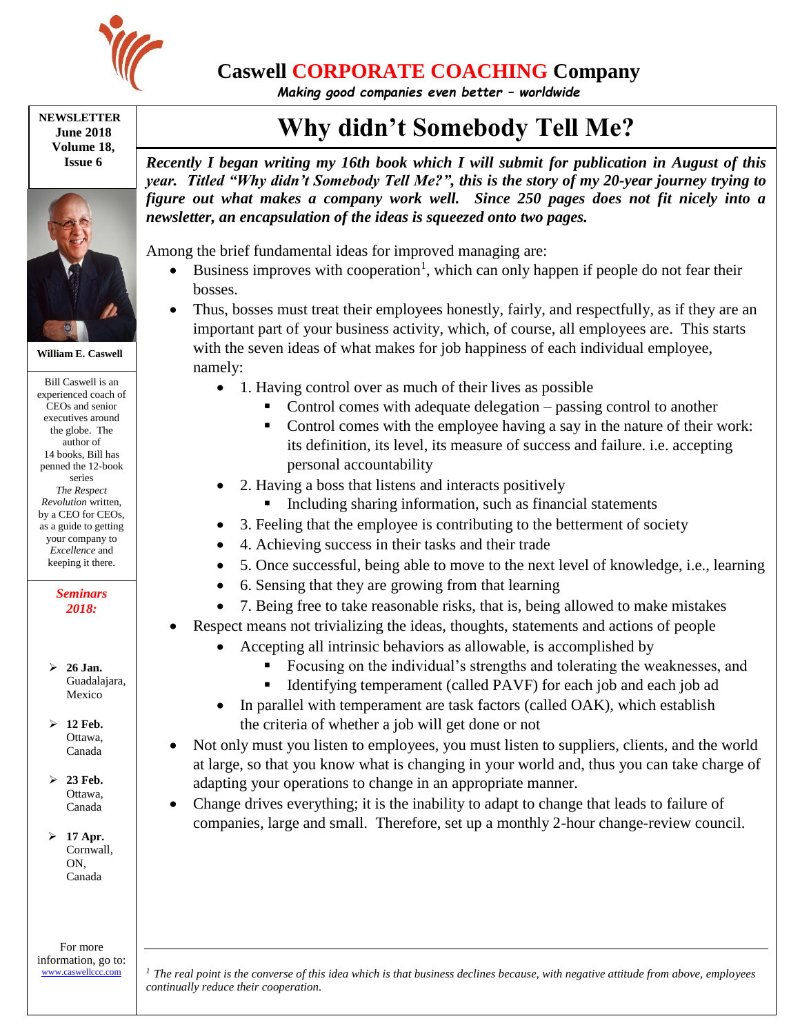# Caswell CORPORATE COACHING Company

*Making good companies even better – worldwide*

**NEWSLETTER**
**June 2018**
**Volume 18, Issue 6**

**William E. Caswell**

Bill Caswell is an experienced coach of CEOs and senior executives around the globe. The author of 14 books, Bill has penned the 12-book series *The Respect Revolution* written, by a CEO for CEOs, as a guide to getting your company to *Excellence* and keeping it there.

***Seminars 2018:***

- **26 Jan.** Guadalajara, Mexico
- **12 Feb.** Ottawa, Canada
- **23 Feb.** Ottawa, Canada
- **17 Apr.** Cornwall, ON, Canada

For more information, go to: www.caswellccc.com

## Why didn't Somebody Tell Me?

***Recently I began writing my 16th book which I will submit for publication in August of this year. Titled "Why didn't Somebody Tell Me?", this is the story of my 20-year journey trying to figure out what makes a company work well. Since 250 pages does not fit nicely into a newsletter, an encapsulation of the ideas is squeezed onto two pages.***

Among the brief fundamental ideas for improved managing are:

- Business improves with cooperation[1], which can only happen if people do not fear their bosses.
- Thus, bosses must treat their employees honestly, fairly, and respectfully, as if they are an important part of your business activity, which, of course, all employees are. This starts with the seven ideas of what makes for job happiness of each individual employee, namely:
  - 1. Having control over as much of their lives as possible
    - Control comes with adequate delegation – passing control to another
    - Control comes with the employee having a say in the nature of their work: its definition, its level, its measure of success and failure. i.e. accepting personal accountability
  - 2. Having a boss that listens and interacts positively
    - Including sharing information, such as financial statements
  - 3. Feeling that the employee is contributing to the betterment of society
  - 4. Achieving success in their tasks and their trade
  - 5. Once successful, being able to move to the next level of knowledge, i.e., learning
  - 6. Sensing that they are growing from that learning
  - 7. Being free to take reasonable risks, that is, being allowed to make mistakes
- Respect means not trivializing the ideas, thoughts, statements and actions of people
  - Accepting all intrinsic behaviors as allowable, is accomplished by
    - Focusing on the individual's strengths and tolerating the weaknesses, and
    - Identifying temperament (called PAVF) for each job and each job ad
  - In parallel with temperament are task factors (called OAK), which establish the criteria of whether a job will get done or not
- Not only must you listen to employees, you must listen to suppliers, clients, and the world at large, so that you know what is changing in your world and, thus you can take charge of adapting your operations to change in an appropriate manner.
- Change drives everything; it is the inability to adapt to change that leads to failure of companies, large and small. Therefore, set up a monthly 2-hour change-review council.

---

[1] *The real point is the converse of this idea which is that business declines because, with negative attitude from above, employees continually reduce their cooperation.*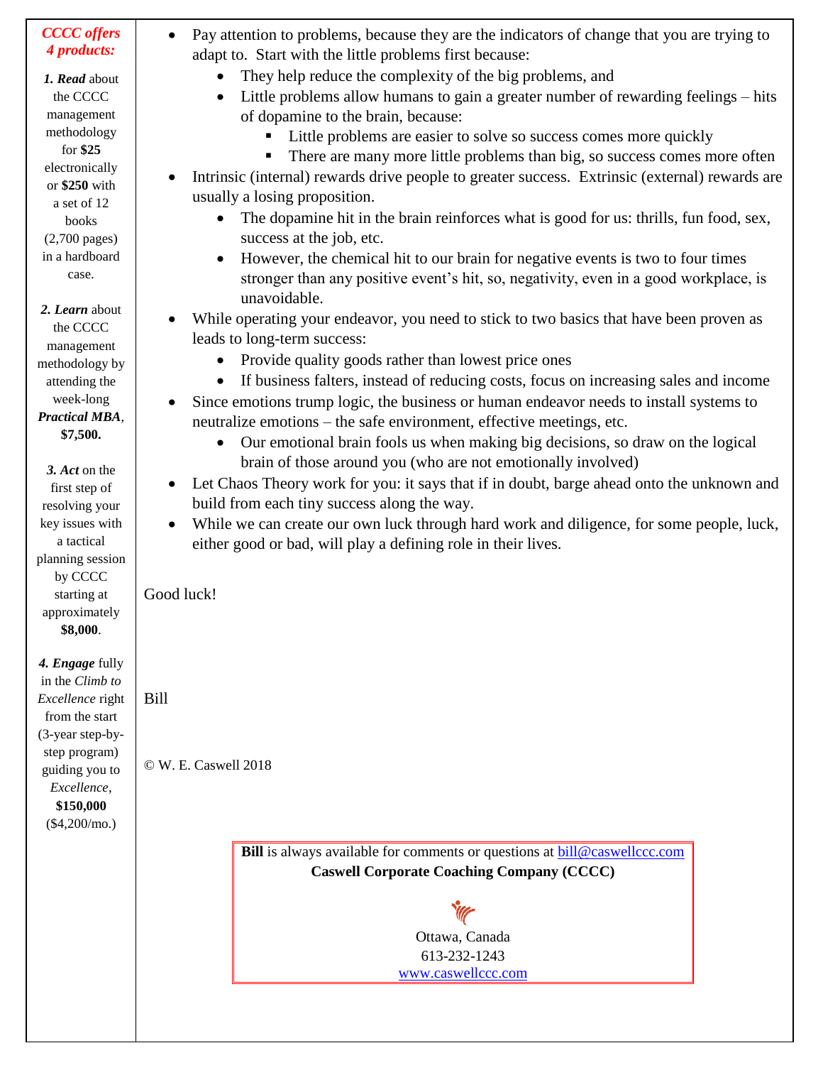*CCCC offers 4 products:*

***1. Read*** about the CCCC management methodology for **$25** electronically or **$250** with a set of 12 books (2,700 pages) in a hardboard case.

***2. Learn*** about the CCCC management methodology by attending the week-long ***Practical MBA***, **$7,500.**

***3. Act*** on the first step of resolving your key issues with a tactical planning session by CCCC starting at approximately **$8,000**.

***4. Engage*** fully in the *Climb to Excellence* right from the start (3-year step-by-step program) guiding you to *Excellence*, **$150,000** ($4,200/mo.)

- Pay attention to problems, because they are the indicators of change that you are trying to adapt to. Start with the little problems first because:
  - They help reduce the complexity of the big problems, and
  - Little problems allow humans to gain a greater number of rewarding feelings – hits of dopamine to the brain, because:
    - Little problems are easier to solve so success comes more quickly
    - There are many more little problems than big, so success comes more often
- Intrinsic (internal) rewards drive people to greater success. Extrinsic (external) rewards are usually a losing proposition.
  - The dopamine hit in the brain reinforces what is good for us: thrills, fun food, sex, success at the job, etc.
  - However, the chemical hit to our brain for negative events is two to four times stronger than any positive event's hit, so, negativity, even in a good workplace, is unavoidable.
- While operating your endeavor, you need to stick to two basics that have been proven as leads to long-term success:
  - Provide quality goods rather than lowest price ones
  - If business falters, instead of reducing costs, focus on increasing sales and income
- Since emotions trump logic, the business or human endeavor needs to install systems to neutralize emotions – the safe environment, effective meetings, etc.
  - Our emotional brain fools us when making big decisions, so draw on the logical brain of those around you (who are not emotionally involved)
- Let Chaos Theory work for you: it says that if in doubt, barge ahead onto the unknown and build from each tiny success along the way.
- While we can create our own luck through hard work and diligence, for some people, luck, either good or bad, will play a defining role in their lives.

Good luck!

Bill

© W. E. Caswell 2018

**Bill** is always available for comments or questions at bill@caswellccc.com

**Caswell Corporate Coaching Company (CCCC)**

Ottawa, Canada

613-232-1243

www.caswellccc.com